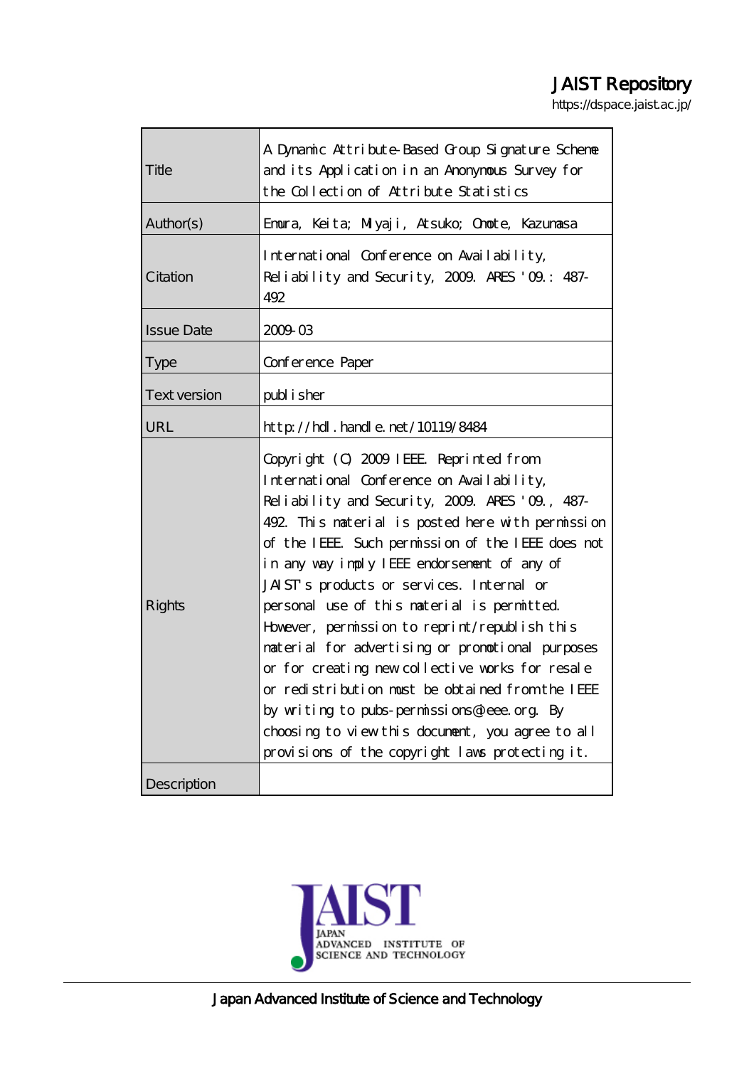JAIST Repository

https://dspace.jaist.ac.jp/

| | |
|---|---|
| Title | A Dynamic Attribute-Based Group Signature Scheme and its Application in an Anonymous Survey for the Collection of Attribute Statistics |
| Author(s) | Emura, Keita; Miyaji, Atsuko; Omote, Kazumasa |
| Citation | International Conference on Availability, Reliability and Security, 2009. ARES '09.: 487-492 |
| Issue Date | 2009-03 |
| Type | Conference Paper |
| Text version | publisher |
| URL | http://hdl.handle.net/10119/8484 |
| Rights | Copyright (C) 2009 IEEE. Reprinted from International Conference on Availability, Reliability and Security, 2009. ARES '09., 487-492. This material is posted here with permission of the IEEE. Such permission of the IEEE does not in any way imply IEEE endorsement of any of JAIST's products or services. Internal or personal use of this material is permitted. However, permission to reprint/republish this material for advertising or promotional purposes or for creating new collective works for resale or redistribution must be obtained from the IEEE by writing to pubs-permissions@ieee.org. By choosing to view this document, you agree to all provisions of the copyright laws protecting it. |
| Description | |

Japan Advanced Institute of Science and Technology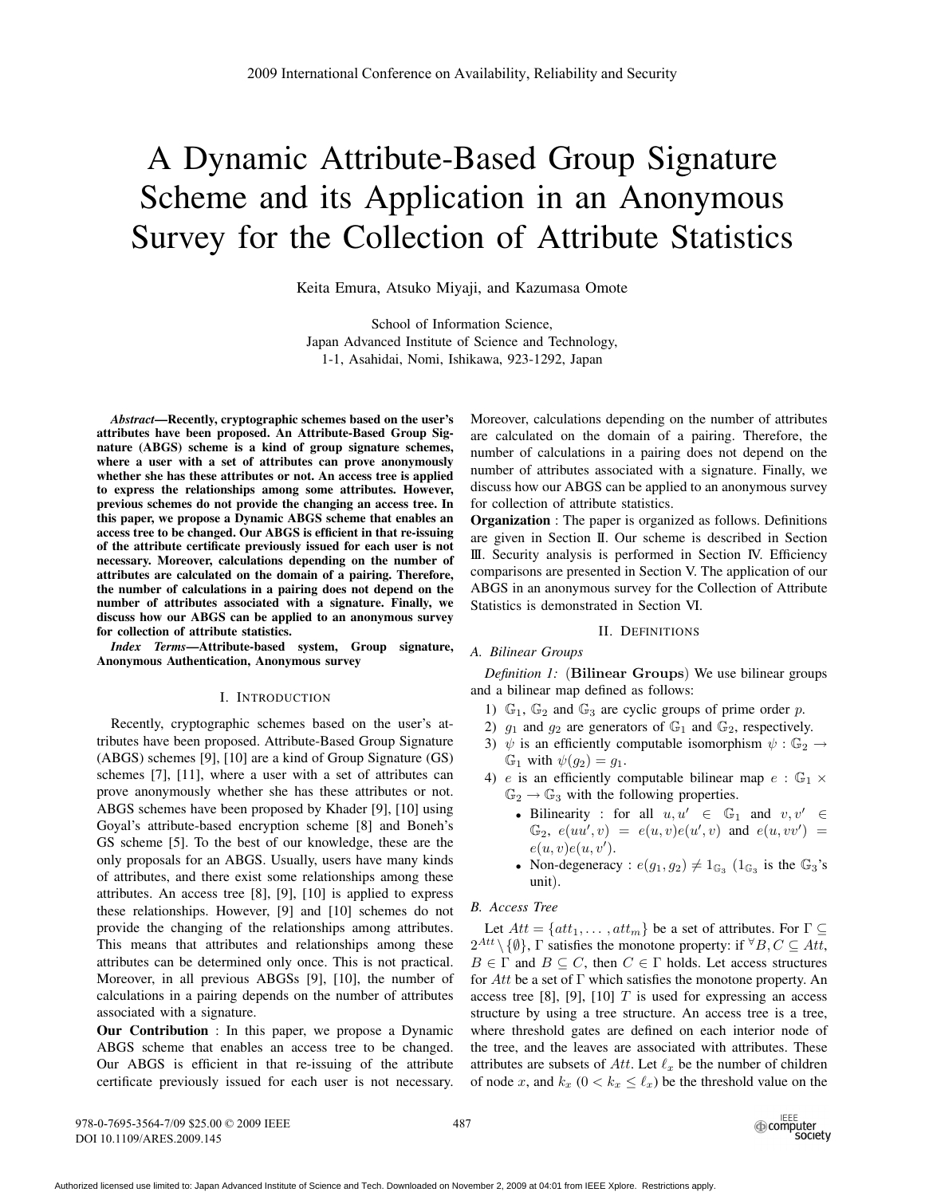# A Dynamic Attribute-Based Group Signature Scheme and its Application in an Anonymous Survey for the Collection of Attribute Statistics

Keita Emura, Atsuko Miyaji, and Kazumasa Omote

School of Information Science,
Japan Advanced Institute of Science and Technology,
1-1, Asahidai, Nomi, Ishikawa, 923-1292, Japan

***Abstract*—Recently, cryptographic schemes based on the user's attributes have been proposed. An Attribute-Based Group Signature (ABGS) scheme is a kind of group signature schemes, where a user with a set of attributes can prove anonymously whether she has these attributes or not. An access tree is applied to express the relationships among some attributes. However, previous schemes do not provide the changing an access tree. In this paper, we propose a Dynamic ABGS scheme that enables an access tree to be changed. Our ABGS is efficient in that re-issuing of the attribute certificate previously issued for each user is not necessary. Moreover, calculations depending on the number of attributes are calculated on the domain of a pairing. Therefore, the number of calculations in a pairing does not depend on the number of attributes associated with a signature. Finally, we discuss how our ABGS can be applied to an anonymous survey for collection of attribute statistics.**

***Index Terms*—Attribute-based system, Group signature, Anonymous Authentication, Anonymous survey**

## I. Introduction

Recently, cryptographic schemes based on the user's attributes have been proposed. Attribute-Based Group Signature (ABGS) schemes [9], [10] are a kind of Group Signature (GS) schemes [7], [11], where a user with a set of attributes can prove anonymously whether she has these attributes or not. ABGS schemes have been proposed by Khader [9], [10] using Goyal's attribute-based encryption scheme [8] and Boneh's GS scheme [5]. To the best of our knowledge, these are the only proposals for an ABGS. Usually, users have many kinds of attributes, and there exist some relationships among these attributes. An access tree [8], [9], [10] is applied to express these relationships. However, [9] and [10] schemes do not provide the changing of the relationships among attributes. This means that attributes and relationships among these attributes can be determined only once. This is not practical. Moreover, in all previous ABGSs [9], [10], the number of calculations in a pairing depends on the number of attributes associated with a signature.

**Our Contribution** : In this paper, we propose a Dynamic ABGS scheme that enables an access tree to be changed. Our ABGS is efficient in that re-issuing of the attribute certificate previously issued for each user is not necessary. Moreover, calculations depending on the number of attributes are calculated on the domain of a pairing. Therefore, the number of calculations in a pairing does not depend on the number of attributes associated with a signature. Finally, we discuss how our ABGS can be applied to an anonymous survey for collection of attribute statistics.

**Organization** : The paper is organized as follows. Definitions are given in Section II. Our scheme is described in Section III. Security analysis is performed in Section IV. Efficiency comparisons are presented in Section V. The application of our ABGS in an anonymous survey for the Collection of Attribute Statistics is demonstrated in Section VI.

## II. Definitions

### A. Bilinear Groups

*Definition 1:* (**Bilinear Groups**) We use bilinear groups and a bilinear map defined as follows:

1) $\mathbb{G}_1$, $\mathbb{G}_2$ and $\mathbb{G}_3$ are cyclic groups of prime order $p$.
2) $g_1$ and $g_2$ are generators of $\mathbb{G}_1$ and $\mathbb{G}_2$, respectively.
3) $\psi$ is an efficiently computable isomorphism $\psi : \mathbb{G}_2 \to \mathbb{G}_1$ with $\psi(g_2) = g_1$.
4) $e$ is an efficiently computable bilinear map $e : \mathbb{G}_1 \times \mathbb{G}_2 \to \mathbb{G}_3$ with the following properties.
   - Bilinearity : for all $u, u' \in \mathbb{G}_1$ and $v, v' \in \mathbb{G}_2$, $e(uu', v) = e(u, v)e(u', v)$ and $e(u, vv') = e(u, v)e(u, v')$.
   - Non-degeneracy : $e(g_1, g_2) \neq 1_{\mathbb{G}_3}$ ($1_{\mathbb{G}_3}$ is the $\mathbb{G}_3$'s unit).

### B. Access Tree

Let $Att = \{att_1, \ldots, att_m\}$ be a set of attributes. For $\Gamma \subseteq 2^{Att} \setminus \{\emptyset\}$, $\Gamma$ satisfies the monotone property: if $^\forall B, C \subseteq Att$, $B \in \Gamma$ and $B \subseteq C$, then $C \in \Gamma$ holds. Let access structures for $Att$ be a set of $\Gamma$ which satisfies the monotone property. An access tree [8], [9], [10] $T$ is used for expressing an access structure by using a tree structure. An access tree is a tree, where threshold gates are defined on each interior node of the tree, and the leaves are associated with attributes. These attributes are subsets of $Att$. Let $\ell_x$ be the number of children of node $x$, and $k_x$ ($0 < k_x \leq \ell_x$) be the threshold value on the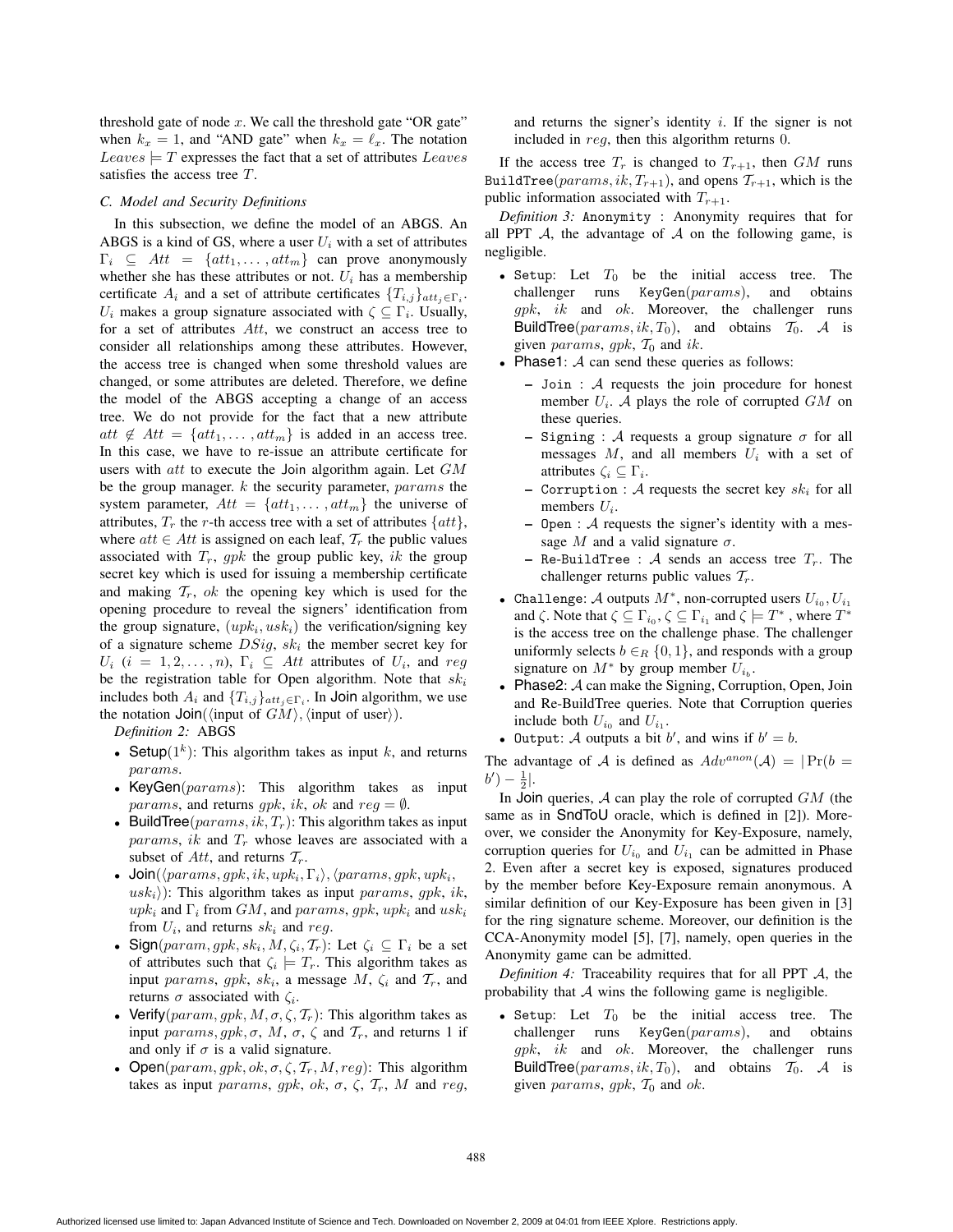threshold gate of node $x$. We call the threshold gate "OR gate" when $k_x = 1$, and "AND gate" when $k_x = \ell_x$. The notation $Leaves \models T$ expresses the fact that a set of attributes $Leaves$ satisfies the access tree $T$.

### C. Model and Security Definitions

In this subsection, we define the model of an ABGS. An ABGS is a kind of GS, where a user $U_i$ with a set of attributes $\Gamma_i \subseteq Att = \{att_1, \ldots, att_m\}$ can prove anonymously whether she has these attributes or not. $U_i$ has a membership certificate $A_i$ and a set of attribute certificates $\{T_{i,j}\}_{att_j \in \Gamma_i}$. $U_i$ makes a group signature associated with $\zeta \subseteq \Gamma_i$. Usually, for a set of attributes $Att$, we construct an access tree to consider all relationships among these attributes. However, the access tree is changed when some threshold values are changed, or some attributes are deleted. Therefore, we define the model of the ABGS accepting a change of an access tree. We do not provide for the fact that a new attribute $att \notin Att = \{att_1, \ldots, att_m\}$ is added in an access tree. In this case, we have to re-issue an attribute certificate for users with $att$ to execute the Join algorithm again. Let $GM$ be the group manager. $k$ the security parameter, $params$ the system parameter, $Att = \{att_1, \ldots, att_m\}$ the universe of attributes, $T_r$ the $r$-th access tree with a set of attributes $\{att\}$, where $att \in Att$ is assigned on each leaf, $\mathcal{T}_r$ the public values associated with $T_r$, $gpk$ the group public key, $ik$ the group secret key which is used for issuing a membership certificate and making $\mathcal{T}_r$, $ok$ the opening key which is used for the opening procedure to reveal the signers' identification from the group signature, $(upk_i, usk_i)$ the verification/signing key of a signature scheme $DSig$, $sk_i$ the member secret key for $U_i$ $(i = 1, 2, \ldots, n)$, $\Gamma_i \subseteq Att$ attributes of $U_i$, and $reg$ be the registration table for Open algorithm. Note that $sk_i$ includes both $A_i$ and $\{T_{i,j}\}_{att_j \in \Gamma_i}$. In Join algorithm, we use the notation $\mathsf{Join}(\langle \text{input of } GM \rangle, \langle \text{input of user} \rangle)$.

*Definition 2:* ABGS

- $\mathsf{Setup}(1^k)$: This algorithm takes as input $k$, and returns $params$.
- $\mathsf{KeyGen}(params)$: This algorithm takes as input $params$, and returns $gpk$, $ik$, $ok$ and $reg = \emptyset$.
- $\mathsf{BuildTree}(params, ik, T_r)$: This algorithm takes as input $params$, $ik$ and $T_r$ whose leaves are associated with a subset of $Att$, and returns $\mathcal{T}_r$.
- $\mathsf{Join}(\langle params, gpk, ik, upk_i, \Gamma_i \rangle, \langle params, gpk, upk_i, usk_i \rangle)$: This algorithm takes as input $params$, $gpk$, $ik$, $upk_i$ and $\Gamma_i$ from $GM$, and $params$, $gpk$, $upk_i$ and $usk_i$ from $U_i$, and returns $sk_i$ and $reg$.
- $\mathsf{Sign}(param, gpk, sk_i, M, \zeta_i, \mathcal{T}_r)$: Let $\zeta_i \subseteq \Gamma_i$ be a set of attributes such that $\zeta_i \models T_r$. This algorithm takes as input $params$, $gpk$, $sk_i$, a message $M$, $\zeta_i$ and $\mathcal{T}_r$, and returns $\sigma$ associated with $\zeta_i$.
- $\mathsf{Verify}(param, gpk, M, \sigma, \zeta, \mathcal{T}_r)$: This algorithm takes as input $params, gpk, \sigma$, $M$, $\sigma$, $\zeta$ and $\mathcal{T}_r$, and returns 1 if and only if $\sigma$ is a valid signature.
- $\mathsf{Open}(param, gpk, ok, \sigma, \zeta, \mathcal{T}_r, M, reg)$: This algorithm takes as input $params$, $gpk$, $ok$, $\sigma$, $\zeta$, $\mathcal{T}_r$, $M$ and $reg$, and returns the signer's identity $i$. If the signer is not included in $reg$, then this algorithm returns 0.

If the access tree $T_r$ is changed to $T_{r+1}$, then $GM$ runs $\mathtt{BuildTree}(params, ik, T_{r+1})$, and opens $\mathcal{T}_{r+1}$, which is the public information associated with $T_{r+1}$.

*Definition 3:* `Anonymity` : Anonymity requires that for all PPT $\mathcal{A}$, the advantage of $\mathcal{A}$ on the following game, is negligible.

- `Setup`: Let $T_0$ be the initial access tree. The challenger runs $\mathtt{KeyGen}(params)$, and obtains $gpk$, $ik$ and $ok$. Moreover, the challenger runs $\mathsf{BuildTree}(params, ik, T_0)$, and obtains $\mathcal{T}_0$. $\mathcal{A}$ is given $params$, $gpk$, $\mathcal{T}_0$ and $ik$.
- Phase1: $\mathcal{A}$ can send these queries as follows:
  - `Join` : $\mathcal{A}$ requests the join procedure for honest member $U_i$. $\mathcal{A}$ plays the role of corrupted $GM$ on these queries.
  - `Signing` : $\mathcal{A}$ requests a group signature $\sigma$ for all messages $M$, and all members $U_i$ with a set of attributes $\zeta_i \subseteq \Gamma_i$.
  - `Corruption` : $\mathcal{A}$ requests the secret key $sk_i$ for all members $U_i$.
  - `Open` : $\mathcal{A}$ requests the signer's identity with a message $M$ and a valid signature $\sigma$.
  - `Re-BuildTree` : $\mathcal{A}$ sends an access tree $T_r$. The challenger returns public values $\mathcal{T}_r$.
- `Challenge`: $\mathcal{A}$ outputs $M^*$, non-corrupted users $U_{i_0}, U_{i_1}$ and $\zeta$. Note that $\zeta \subseteq \Gamma_{i_0}$, $\zeta \subseteq \Gamma_{i_1}$ and $\zeta \models T^*$ , where $T^*$ is the access tree on the challenge phase. The challenger uniformly selects $b \in_R \{0, 1\}$, and responds with a group signature on $M^*$ by group member $U_{i_b}$.
- Phase2: $\mathcal{A}$ can make the Signing, Corruption, Open, Join and Re-BuildTree queries. Note that Corruption queries include both $U_{i_0}$ and $U_{i_1}$.
- `Output`: $\mathcal{A}$ outputs a bit $b'$, and wins if $b' = b$.

The advantage of $\mathcal{A}$ is defined as $Adv^{anon}(\mathcal{A}) = |\Pr(b = b') - \frac{1}{2}|$.

In $\mathsf{Join}$ queries, $\mathcal{A}$ can play the role of corrupted $GM$ (the same as in $\mathsf{SndToU}$ oracle, which is defined in [2]). Moreover, we consider the Anonymity for Key-Exposure, namely, corruption queries for $U_{i_0}$ and $U_{i_1}$ can be admitted in Phase 2. Even after a secret key is exposed, signatures produced by the member before Key-Exposure remain anonymous. A similar definition of our Key-Exposure has been given in [3] for the ring signature scheme. Moreover, our definition is the CCA-Anonymity model [5], [7], namely, open queries in the Anonymity game can be admitted.

*Definition 4:* Traceability requires that for all PPT $\mathcal{A}$, the probability that $\mathcal{A}$ wins the following game is negligible.

- `Setup`: Let $T_0$ be the initial access tree. The challenger runs $\mathtt{KeyGen}(params)$, and obtains $gpk$, $ik$ and $ok$. Moreover, the challenger runs $\mathsf{BuildTree}(params, ik, T_0)$, and obtains $\mathcal{T}_0$. $\mathcal{A}$ is given $params$, $gpk$, $\mathcal{T}_0$ and $ok$.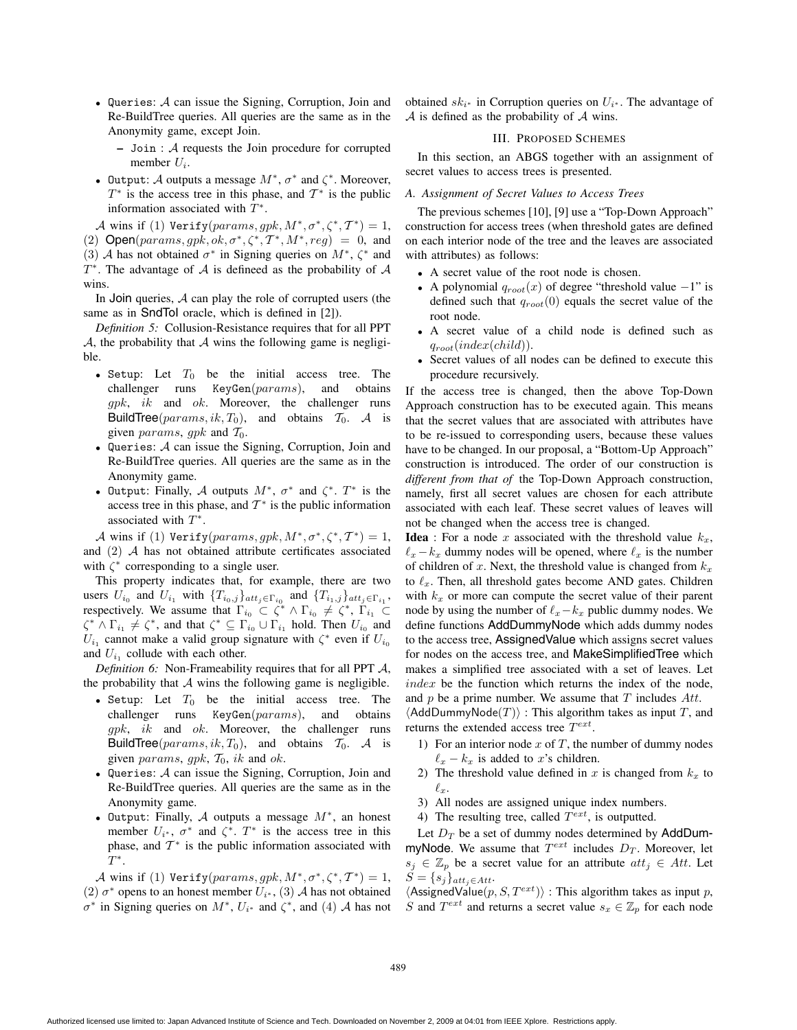- Queries: $\mathcal{A}$ can issue the Signing, Corruption, Join and Re-BuildTree queries. All queries are the same as in the Anonymity game, except Join.
  - Join : $\mathcal{A}$ requests the Join procedure for corrupted member $U_i$.
- Output: $\mathcal{A}$ outputs a message $M^*$, $\sigma^*$ and $\zeta^*$. Moreover, $T^*$ is the access tree in this phase, and $\mathcal{T}^*$ is the public information associated with $T^*$.

$\mathcal{A}$ wins if (1) $\mathtt{Verify}(params, gpk, M^*, \sigma^*, \zeta^*, \mathcal{T}^*) = 1$, (2) $\mathsf{Open}(params, gpk, ok, \sigma^*, \zeta^*, \mathcal{T}^*, M^*, reg) = 0$, and (3) $\mathcal{A}$ has not obtained $\sigma^*$ in Signing queries on $M^*$, $\zeta^*$ and $T^*$. The advantage of $\mathcal{A}$ is defineed as the probability of $\mathcal{A}$ wins.

In Join queries, $\mathcal{A}$ can play the role of corrupted users (the same as in SndToI oracle, which is defined in [2]).

*Definition 5:* Collusion-Resistance requires that for all PPT $\mathcal{A}$, the probability that $\mathcal{A}$ wins the following game is negligible.

- Setup: Let $T_0$ be the initial access tree. The challenger runs $\mathtt{KeyGen}(params)$, and obtains $gpk$, $ik$ and $ok$. Moreover, the challenger runs $\mathsf{BuildTree}(params, ik, T_0)$, and obtains $\mathcal{T}_0$. $\mathcal{A}$ is given $params$, $gpk$ and $\mathcal{T}_0$.
- Queries: $\mathcal{A}$ can issue the Signing, Corruption, Join and Re-BuildTree queries. All queries are the same as in the Anonymity game.
- Output: Finally, $\mathcal{A}$ outputs $M^*$, $\sigma^*$ and $\zeta^*$. $T^*$ is the access tree in this phase, and $\mathcal{T}^*$ is the public information associated with $T^*$.

$\mathcal{A}$ wins if (1) $\mathtt{Verify}(params, gpk, M^*, \sigma^*, \zeta^*, \mathcal{T}^*) = 1$, and (2) $\mathcal{A}$ has not obtained attribute certificates associated with $\zeta^*$ corresponding to a single user.

This property indicates that, for example, there are two users $U_{i_0}$ and $U_{i_1}$ with $\{T_{i_0,j}\}_{att_j \in \Gamma_{i_0}}$ and $\{T_{i_1,j}\}_{att_j \in \Gamma_{i_1}}$, respectively. We assume that $\Gamma_{i_0} \subset \zeta^* \wedge \Gamma_{i_0} \neq \zeta^*$, $\Gamma_{i_1} \subset \zeta^* \wedge \Gamma_{i_1} \neq \zeta^*$, and that $\zeta^* \subseteq \Gamma_{i_0} \cup \Gamma_{i_1}$ hold. Then $U_{i_0}$ and $U_{i_1}$ cannot make a valid group signature with $\zeta^*$ even if $U_{i_0}$ and $U_{i_1}$ collude with each other.

*Definition 6:* Non-Frameability requires that for all PPT $\mathcal{A}$, the probability that $\mathcal{A}$ wins the following game is negligible.

- Setup: Let $T_0$ be the initial access tree. The challenger runs $\mathtt{KeyGen}(params)$, and obtains $gpk$, $ik$ and $ok$. Moreover, the challenger runs $\mathsf{BuildTree}(params, ik, T_0)$, and obtains $\mathcal{T}_0$. $\mathcal{A}$ is given $params$, $gpk$, $\mathcal{T}_0$, $ik$ and $ok$.
- Queries: $\mathcal{A}$ can issue the Signing, Corruption, Join and Re-BuildTree queries. All queries are the same as in the Anonymity game.
- Output: Finally, $\mathcal{A}$ outputs a message $M^*$, an honest member $U_{i^*}$, $\sigma^*$ and $\zeta^*$. $T^*$ is the access tree in this phase, and $\mathcal{T}^*$ is the public information associated with $T^*$.

$\mathcal{A}$ wins if (1) $\mathtt{Verify}(params, gpk, M^*, \sigma^*, \zeta^*, \mathcal{T}^*) = 1$, (2) $\sigma^*$ opens to an honest member $U_{i^*}$, (3) $\mathcal{A}$ has not obtained $\sigma^*$ in Signing queries on $M^*$, $U_{i^*}$ and $\zeta^*$, and (4) $\mathcal{A}$ has not obtained $sk_{i^*}$ in Corruption queries on $U_{i^*}$. The advantage of $\mathcal{A}$ is defined as the probability of $\mathcal{A}$ wins.

## III. Proposed Schemes

In this section, an ABGS together with an assignment of secret values to access trees is presented.

### A. Assignment of Secret Values to Access Trees

The previous schemes [10], [9] use a "Top-Down Approach" construction for access trees (when threshold gates are defined on each interior node of the tree and the leaves are associated with attributes) as follows:

- A secret value of the root node is chosen.
- A polynomial $q_{root}(x)$ of degree "threshold value $-1$" is defined such that $q_{root}(0)$ equals the secret value of the root node.
- A secret value of a child node is defined such as $q_{root}(index(child))$.
- Secret values of all nodes can be defined to execute this procedure recursively.

If the access tree is changed, then the above Top-Down Approach construction has to be executed again. This means that the secret values that are associated with attributes have to be re-issued to corresponding users, because these values have to be changed. In our proposal, a "Bottom-Up Approach" construction is introduced. The order of our construction is *different from that of* the Top-Down Approach construction, namely, first all secret values are chosen for each attribute associated with each leaf. These secret values of leaves will not be changed when the access tree is changed.

**Idea** : For a node $x$ associated with the threshold value $k_x$, $\ell_x - k_x$ dummy nodes will be opened, where $\ell_x$ is the number of children of $x$. Next, the threshold value is changed from $k_x$ to $\ell_x$. Then, all threshold gates become AND gates. Children with $k_x$ or more can compute the secret value of their parent node by using the number of $\ell_x - k_x$ public dummy nodes. We define functions AddDummyNode which adds dummy nodes to the access tree, AssignedValue which assigns secret values for nodes on the access tree, and MakeSimplifiedTree which makes a simplified tree associated with a set of leaves. Let $index$ be the function which returns the index of the node, and $p$ be a prime number. We assume that $T$ includes $Att$.

$\langle$AddDummyNode$(T)\rangle$ : This algorithm takes as input $T$, and returns the extended access tree $T^{ext}$.

1) For an interior node $x$ of $T$, the number of dummy nodes $\ell_x - k_x$ is added to $x$'s children.
2) The threshold value defined in $x$ is changed from $k_x$ to $\ell_x$.
3) All nodes are assigned unique index numbers.
4) The resulting tree, called $T^{ext}$, is outputted.

Let $D_T$ be a set of dummy nodes determined by AddDummyNode. We assume that $T^{ext}$ includes $D_T$. Moreover, let $s_j \in \mathbb{Z}_p$ be a secret value for an attribute $att_j \in Att$. Let $S = \{s_j\}_{att_j \in Att}$.

$\langle$AssignedValue$(p, S, T^{ext})\rangle$ : This algorithm takes as input $p$, $S$ and $T^{ext}$ and returns a secret value $s_x \in \mathbb{Z}_p$ for each node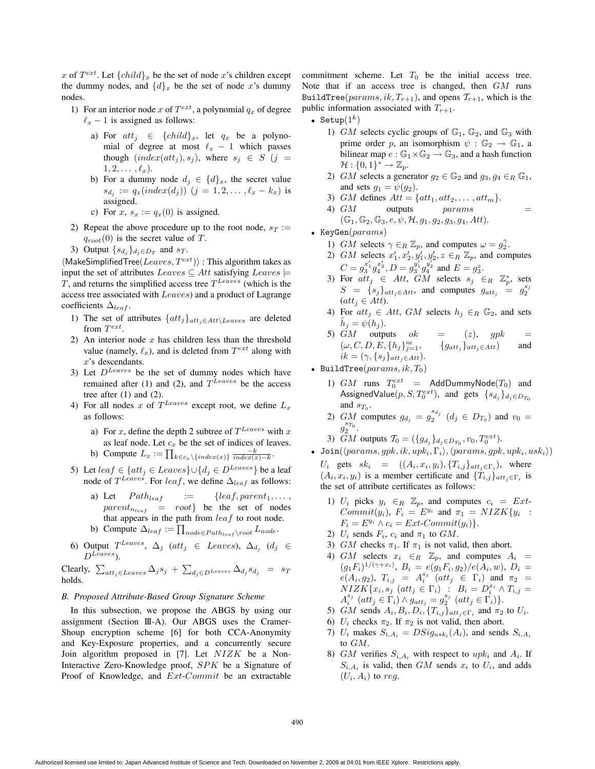$x$ of $T^{ext}$. Let $\{child\}_x$ be the set of node $x$'s children except the dummy nodes, and $\{d\}_x$ be the set of node $x$'s dummy nodes.

1) For an interior node $x$ of $T^{ext}$, a polynomial $q_x$ of degree $\ell_x - 1$ is assigned as follows:
   a) For $att_j \in \{child\}_x$, let $q_x$ be a polynomial of degree at most $\ell_x - 1$ which passes though $(index(att_j), s_j)$, where $s_j \in S$ ($j = 1, 2, \ldots, \ell_x$).
   b) For a dummy node $d_j \in \{d\}_x$, the secret value $s_{d_j} := q_x(index(d_j))$ ($j = 1, 2, \ldots, \ell_x - k_x$) is assigned.
   c) For $x$, $s_x := q_x(0)$ is assigned.
2) Repeat the above procedure up to the root node, $s_T := q_{root}(0)$ is the secret value of $T$.
3) Output $\{s_{d_j}\}_{d_j \in D_T}$ and $s_T$.

$\langle \mathsf{MakeSimplifiedTree}(Leaves, T^{ext}) \rangle$ : This algorithm takes as input the set of attributes $Leaves \subseteq Att$ satisfying $Leaves \models T$, and returns the simplified access tree $T^{Leaves}$ (which is the access tree associated with $Leaves$) and a product of Lagrange coefficients $\Delta_{leaf}$.

1) The set of attributes $\{att_j\}_{att_j \in Att \setminus Leaves}$ are deleted from $T^{ext}$.
2) An interior node $x$ has children less than the threshold value (namely, $\ell_x$), and is deleted from $T^{ext}$ along with $x$'s descendants.
3) Let $D^{Leaves}$ be the set of dummy nodes which have remained after (1) and (2), and $T^{Leaves}$ be the access tree after (1) and (2).
4) For all nodes $x$ of $T^{Leaves}$ except root, we define $L_x$ as follows:
   a) For $x$, define the depth 2 subtree of $T^{Leaves}$ with $x$ as leaf node. Let $c_x$ be the set of indices of leaves.
   b) Compute $L_x := \prod_{k \in c_x \setminus \{index(x)\}} \frac{-k}{index(x) - k}$.
5) Let $leaf \in \{att_j \in Leaves\} \cup \{d_j \in D^{Leaves}\}$ be a leaf node of $T^{Leaves}$. For $leaf$, we define $\Delta_{leaf}$ as follows:
   a) Let $Path_{leaf} := \{leaf, parent_1, \ldots, parent_{n_{leaf}} = root\}$ be the set of nodes that appears in the path from $leaf$ to root node.
   b) Compute $\Delta_{leaf} := \prod_{node \in Path_{leaf} \setminus root} L_{node}$.
6) Output $T^{Leaves}$, $\Delta_j$ ($att_j \in Leaves$), $\Delta_{d_j}$ ($d_j \in D^{Leaves}$).

Clearly, $\sum_{att_j \in Leaves} \Delta_j s_j + \sum_{d_j \in D^{Leaves}} \Delta_{d_j} s_{d_j} = s_T$ holds.

### B. Proposed Attribute-Based Group Signature Scheme

In this subsection, we propose the ABGS by using our assignment (Section III-A). Our ABGS uses the Cramer-Shoup encryption scheme [6] for both CCA-Anonymity and Key-Exposure properties, and a concurrently secure Join algorithm proposed in [7]. Let $NIZK$ be a Non-Interactive Zero-Knowledge proof, $SPK$ be a Signature of Proof of Knowledge, and $Ext\text{-}Commit$ be an extractable commitment scheme. Let $T_0$ be the initial access tree. Note that if an access tree is changed, then $GM$ runs $\mathtt{BuildTree}(params, ik, T_{r+1})$, and opens $\mathcal{T}_{r+1}$, which is the public information associated with $T_{r+1}$.

- $\mathtt{Setup}(1^k)$
  1) $GM$ selects cyclic groups of $\mathbb{G}_1$, $\mathbb{G}_2$, and $\mathbb{G}_3$ with prime order $p$, an isomorphism $\psi : \mathbb{G}_2 \to \mathbb{G}_1$, a bilinear map $e : \mathbb{G}_1 \times \mathbb{G}_2 \to \mathbb{G}_3$, and a hash function $\mathcal{H} : \{0,1\}^* \to \mathbb{Z}_p$.
  2) $GM$ selects a generator $g_2 \in \mathbb{G}_2$ and $g_3, g_4 \in_R \mathbb{G}_1$, and sets $g_1 = \psi(g_2)$.
  3) $GM$ defines $Att = \{att_1, att_2, \ldots, att_m\}$.
  4) $GM$ outputs $params = (\mathbb{G}_1, \mathbb{G}_2, \mathbb{G}_3, e, \psi, \mathcal{H}, g_1, g_2, g_3, g_4, Att)$.
- $\mathtt{KeyGen}(params)$
  1) $GM$ selects $\gamma \in_R \mathbb{Z}_p$, and computes $\omega = g_2^{\gamma}$.
  2) $GM$ selects $x'_1, x'_2, y'_1, y'_2, z \in_R \mathbb{Z}_p$, and computes $C = g_3^{x'_1} g_4^{x'_2}$, $D = g_3^{y'_1} g_4^{y'_2}$ and $E = g_3^{z}$.
  3) For $att_j \in Att$, $GM$ selects $s_j \in_R \mathbb{Z}_p^*$, sets $S = \{s_j\}_{att_j \in Att}$, and computes $g_{att_j} = g_2^{s_j}$ ($att_j \in Att$).
  4) For $att_j \in Att$, $GM$ selects $h_j \in_R \mathbb{G}_2$, and sets $\hat{h}_j = \psi(h_j)$.
  5) $GM$ outputs $ok = (z)$, $gpk = (\omega, C, D, E, \{h_j\}_{j=1}^m, \{g_{att_j}\}_{att_j \in Att})$ and $ik = (\gamma, \{s_j\}_{att_j \in Att})$.
- $\mathtt{BuildTree}(params, ik, T_0)$
  1) $GM$ runs $T_0^{ext} = \mathsf{AddDummyNode}(T_0)$ and $\mathsf{AssignedValue}(p, S, T_0^{ext})$, and gets $\{s_{d_j}\}_{d_j \in D_{T_0}}$ and $s_{T_0}$.
  2) $GM$ computes $g_{d_j} = g_2^{s_{d_j}}$ ($d_j \in D_{T_0}$) and $v_0 = g_2^{s_{T_0}}$.
  3) $GM$ outputs $\mathcal{T}_0 = (\{g_{d_j}\}_{d_j \in D_{T_0}}, v_0, T_0^{ext})$.
- $\mathtt{Join}(\langle params, gpk, ik, upk_i, \Gamma_i \rangle, \langle params, gpk, upk_i, usk_i \rangle)$

  $U_i$ gets $sk_i = ((A_i, x_i, y_i), \{T_{i,j}\}_{att_j \in \Gamma_i})$, where $(A_i, x_i, y_i)$ is a member certificate and $\{T_{i,j}\}_{att_j \in \Gamma_i}$ is the set of attribute certificates as follows:
  1) $U_i$ picks $y_i \in_R \mathbb{Z}_p$, and computes $c_i = Ext\text{-}Commit(y_i)$, $F_i = E^{y_i}$ and $\pi_1 = NIZK\{y_i : F_i = E^{y_i} \wedge c_i = Ext\text{-}Commit(y_i)\}$.
  2) $U_i$ sends $F_i$, $c_i$ and $\pi_1$ to $GM$.
  3) $GM$ checks $\pi_1$. If $\pi_1$ is not valid, then abort.
  4) $GM$ selects $x_i \in_R \mathbb{Z}_p$, and computes $A_i = (g_1 F_i)^{1/(\gamma + x_i)}$, $B_i = e(g_1 F_i, g_2)/e(A_i, w)$, $D_i = e(A_i, g_2)$, $T_{i,j} = A_i^{s_j}$ ($att_j \in \Gamma_i$) and $\pi_2 = NIZK\{x_i, s_j\ (att_j \in \Gamma_i) : B_i = D_i^{x_i} \wedge T_{i,j} = A_i^{s_j}\ (att_j \in \Gamma_i) \wedge g_{att_j} = g_2^{s_j}\ (att_j \in \Gamma_i)\}$.
  5) $GM$ sends $A_i, B_i, D_i, \{T_{i,j}\}_{att_j \in \Gamma_i}$ and $\pi_2$ to $U_i$.
  6) $U_i$ checks $\pi_2$. If $\pi_2$ is not valid, then abort.
  7) $U_i$ makes $S_{i,A_i} = DSig_{usk_i}(A_i)$, and sends $S_{i,A_i}$ to $GM$.
  8) $GM$ verifies $S_{i,A_i}$ with respect to $upk_i$ and $A_i$. If $S_{i,A_i}$ is valid, then $GM$ sends $x_i$ to $U_i$, and adds $(U_i, A_i)$ to $reg$.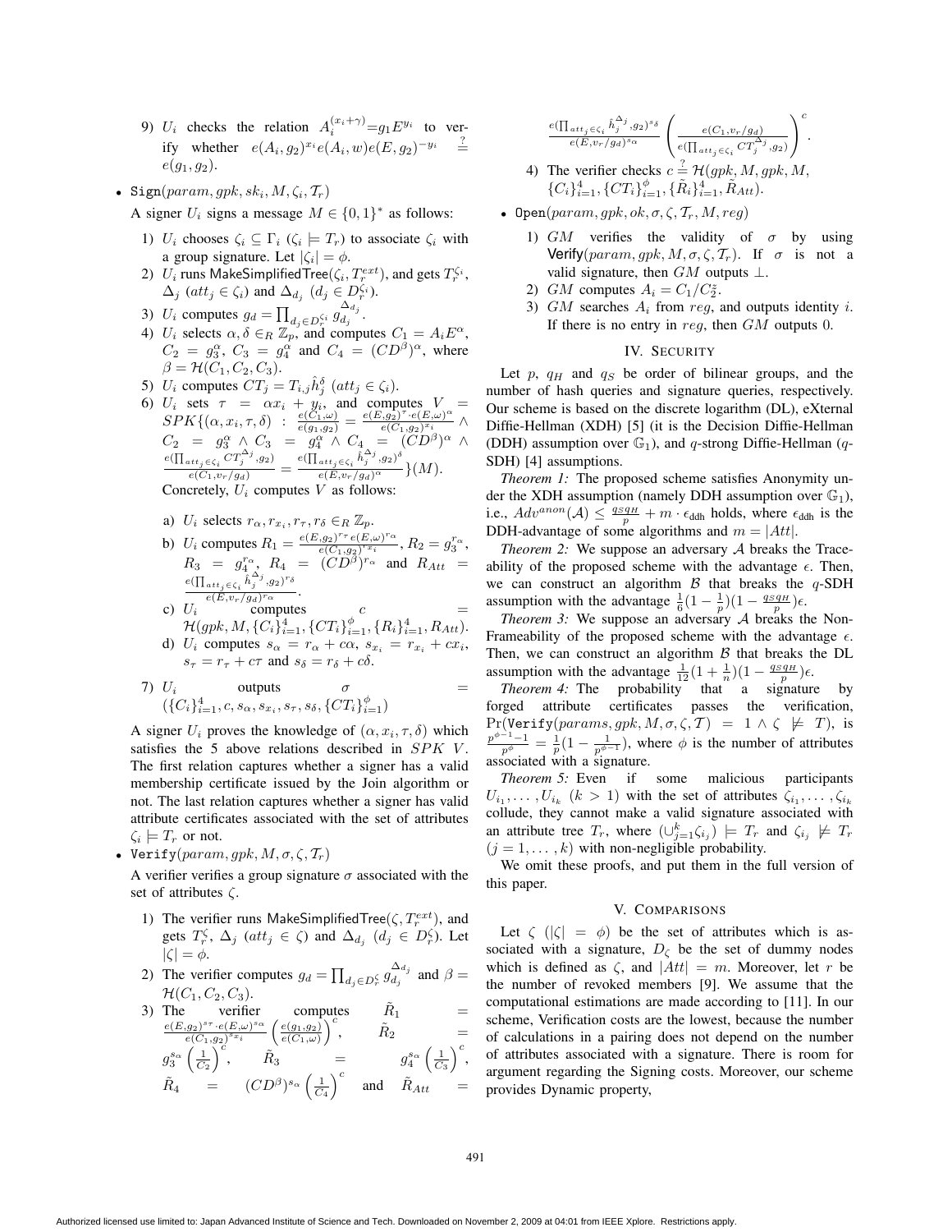9) $U_i$ checks the relation $A_i^{(x_i+\gamma)} = g_1 E^{y_i}$ to verify whether $e(A_i, g_2)^{x_i} e(A_i, w) e(E, g_2)^{-y_i} \stackrel{?}{=} e(g_1, g_2)$.

- $\texttt{Sign}(param, gpk, sk_i, M, \zeta_i, \mathcal{T}_r)$

  A signer $U_i$ signs a message $M \in \{0,1\}^*$ as follows:

  1) $U_i$ chooses $\zeta_i \subseteq \Gamma_i$ ($\zeta_i \models T_r$) to associate $\zeta_i$ with a group signature. Let $|\zeta_i| = \phi$.
  2) $U_i$ runs $\mathsf{MakeSimplifiedTree}(\zeta_i, T_r^{ext})$, and gets $T_r^{\zeta_i}$, $\Delta_j$ ($att_j \in \zeta_i$) and $\Delta_{d_j}$ ($d_j \in D_r^{\zeta_i}$).
  3) $U_i$ computes $g_d = \prod_{d_j \in D_r^{\zeta_i}} g_{d_j}^{\Delta_{d_j}}$.
  4) $U_i$ selects $\alpha, \delta \in_R \mathbb{Z}_p$, and computes $C_1 = A_i E^{\alpha}$, $C_2 = g_3^{\alpha}$, $C_3 = g_4^{\alpha}$ and $C_4 = (CD^{\beta})^{\alpha}$, where $\beta = \mathcal{H}(C_1, C_2, C_3)$.
  5) $U_i$ computes $CT_j = T_{i,j} \hat{h}_j^{\delta}$ ($att_j \in \zeta_i$).
  6) $U_i$ sets $\tau = \alpha x_i + y_i$, and computes $V = SPK\{(\alpha, x_i, \tau, \delta) : \frac{e(C_1, \omega)}{e(g_1, g_2)} = \frac{e(E, g_2)^{\tau} \cdot e(E, \omega)^{\alpha}}{e(C_1, g_2)^{x_i}} \wedge C_2 = g_3^{\alpha} \wedge C_3 = g_4^{\alpha} \wedge C_4 = (CD^{\beta})^{\alpha} \wedge \frac{e(\prod_{att_j \in \zeta_i} CT_j^{\Delta_j}, g_2)}{e(C_1, v_r/g_d)} = \frac{e(\prod_{att_j \in \zeta_i} \hat{h}_j^{\Delta_j}, g_2)^{\delta}}{e(E, v_r/g_d)^{\alpha}}\}(M)$.
     Concretely, $U_i$ computes $V$ as follows:

     a) $U_i$ selects $r_{\alpha}, r_{x_i}, r_{\tau}, r_{\delta} \in_R \mathbb{Z}_p$.
     b) $U_i$ computes $R_1 = \frac{e(E, g_2)^{r_{\tau}} e(E, \omega)^{r_{\alpha}}}{e(C_1, g_2)^{r_{x_i}}}$, $R_2 = g_3^{r_{\alpha}}$, $R_3 = g_4^{r_{\alpha}}$, $R_4 = (CD^{\beta})^{r_{\alpha}}$ and $R_{Att} = \frac{e(\prod_{att_j \in \zeta_i} \hat{h}_j^{\Delta_j}, g_2)^{r_{\delta}}}{e(E, v_r/g_d)^{r_{\alpha}}}$.
     c) $U_i$ computes $c = \mathcal{H}(gpk, M, \{C_i\}_{i=1}^4, \{CT_i\}_{i=1}^{\phi}, \{R_i\}_{i=1}^4, R_{Att})$.
     d) $U_i$ computes $s_{\alpha} = r_{\alpha} + c\alpha$, $s_{x_i} = r_{x_i} + cx_i$, $s_{\tau} = r_{\tau} + c\tau$ and $s_{\delta} = r_{\delta} + c\delta$.

  7) $U_i$ outputs $\sigma = (\{C_i\}_{i=1}^4, c, s_{\alpha}, s_{x_i}, s_{\tau}, s_{\delta}, \{CT_i\}_{i=1}^{\phi})$

  A signer $U_i$ proves the knowledge of $(\alpha, x_i, \tau, \delta)$ which satisfies the 5 above relations described in $SPK$ $V$. The first relation captures whether a signer has a valid membership certificate issued by the Join algorithm or not. The last relation captures whether a signer has valid attribute certificates associated with the set of attributes $\zeta_i \models T_r$ or not.

- $\texttt{Verify}(param, gpk, M, \sigma, \zeta, \mathcal{T}_r)$

  A verifier verifies a group signature $\sigma$ associated with the set of attributes $\zeta$.

  1) The verifier runs $\mathsf{MakeSimplifiedTree}(\zeta, T_r^{ext})$, and gets $T_r^{\zeta}$, $\Delta_j$ ($att_j \in \zeta$) and $\Delta_{d_j}$ ($d_j \in D_r^{\zeta}$). Let $|\zeta| = \phi$.
  2) The verifier computes $g_d = \prod_{d_j \in D_r^{\zeta}} g_{d_j}^{\Delta_{d_j}}$ and $\beta = \mathcal{H}(C_1, C_2, C_3)$.
  3) The verifier computes $\tilde{R}_1 = \frac{e(E, g_2)^{s_{\tau}} \cdot e(E, \omega)^{s_{\alpha}}}{e(C_1, g_2)^{s_{x_i}}} \left(\frac{e(g_1, g_2)}{e(C_1, \omega)}\right)^c$, $\tilde{R}_2 = g_3^{s_{\alpha}} \left(\frac{1}{C_2}\right)^c$, $\tilde{R}_3 = g_4^{s_{\alpha}} \left(\frac{1}{C_3}\right)^c$, $\tilde{R}_4 = (CD^{\beta})^{s_{\alpha}} \left(\frac{1}{C_4}\right)^c$ and $\tilde{R}_{Att} = \frac{e(\prod_{att_j \in \zeta_i} \hat{h}_j^{\Delta_j}, g_2)^{s_{\delta}}}{e(E, v_r/g_d)^{s_{\alpha}}} \left(\frac{e(C_1, v_r/g_d)}{e(\prod_{att_j \in \zeta_i} CT_j^{\Delta_j}, g_2)}\right)^c$.
  4) The verifier checks $c \stackrel{?}{=} \mathcal{H}(gpk, M, gpk, M, \{C_i\}_{i=1}^4, \{CT_i\}_{i=1}^{\phi}, \{\tilde{R}_i\}_{i=1}^4, \tilde{R}_{Att})$.

- $\texttt{Open}(param, gpk, ok, \sigma, \zeta, \mathcal{T}_r, M, reg)$

  1) $GM$ verifies the validity of $\sigma$ by using $\mathsf{Verify}(param, gpk, M, \sigma, \zeta, \mathcal{T}_r)$. If $\sigma$ is not a valid signature, then $GM$ outputs $\perp$.
  2) $GM$ computes $A_i = C_1 / C_2^{z}$.
  3) $GM$ searches $A_i$ from $reg$, and outputs identity $i$. If there is no entry in $reg$, then $GM$ outputs 0.

## IV. Security

Let $p$, $q_H$ and $q_S$ be order of bilinear groups, and the number of hash queries and signature queries, respectively. Our scheme is based on the discrete logarithm (DL), eXternal Diffie-Hellman (XDH) [5] (it is the Decision Diffie-Hellman (DDH) assumption over $\mathbb{G}_1$), and $q$-strong Diffie-Hellman ($q$-SDH) [4] assumptions.

*Theorem 1:* The proposed scheme satisfies Anonymity under the XDH assumption (namely DDH assumption over $\mathbb{G}_1$), i.e., $Adv^{anon}(\mathcal{A}) \leq \frac{q_S q_H}{p} + m \cdot \epsilon_{\text{ddh}}$ holds, where $\epsilon_{\text{ddh}}$ is the DDH-advantage of some algorithms and $m = |Att|$.

*Theorem 2:* We suppose an adversary $\mathcal{A}$ breaks the Traceability of the proposed scheme with the advantage $\epsilon$. Then, we can construct an algorithm $\mathcal{B}$ that breaks the $q$-SDH assumption with the advantage $\frac{1}{6}(1 - \frac{1}{p})(1 - \frac{q_S q_H}{p})\epsilon$.

*Theorem 3:* We suppose an adversary $\mathcal{A}$ breaks the Non-Frameability of the proposed scheme with the advantage $\epsilon$. Then, we can construct an algorithm $\mathcal{B}$ that breaks the DL assumption with the advantage $\frac{1}{12}(1 + \frac{1}{n})(1 - \frac{q_S q_H}{p})\epsilon$.

*Theorem 4:* The probability that a signature by forged attribute certificates passes the verification, $\Pr(\texttt{Verify}(params, gpk, M, \sigma, \zeta, \mathcal{T}) = 1 \wedge \zeta \not\models T)$, is $\frac{p^{\phi-1}-1}{p^{\phi}} = \frac{1}{p}(1 - \frac{1}{p^{\phi-1}})$, where $\phi$ is the number of attributes associated with a signature.

*Theorem 5:* Even if some malicious participants $U_{i_1}, \ldots, U_{i_k}$ ($k > 1$) with the set of attributes $\zeta_{i_1}, \ldots, \zeta_{i_k}$ collude, they cannot make a valid signature associated with an attribute tree $T_r$, where $(\cup_{j=1}^{k} \zeta_{i_j}) \models T_r$ and $\zeta_{i_j} \not\models T_r$ ($j = 1, \ldots, k$) with non-negligible probability.

We omit these proofs, and put them in the full version of this paper.

## V. Comparisons

Let $\zeta$ ($|\zeta| = \phi$) be the set of attributes which is associated with a signature, $D_{\zeta}$ be the set of dummy nodes which is defined as $\zeta$, and $|Att| = m$. Moreover, let $r$ be the number of revoked members [9]. We assume that the computational estimations are made according to [11]. In our scheme, Verification costs are the lowest, because the number of calculations in a pairing does not depend on the number of attributes associated with a signature. There is room for argument regarding the Signing costs. Moreover, our scheme provides Dynamic property,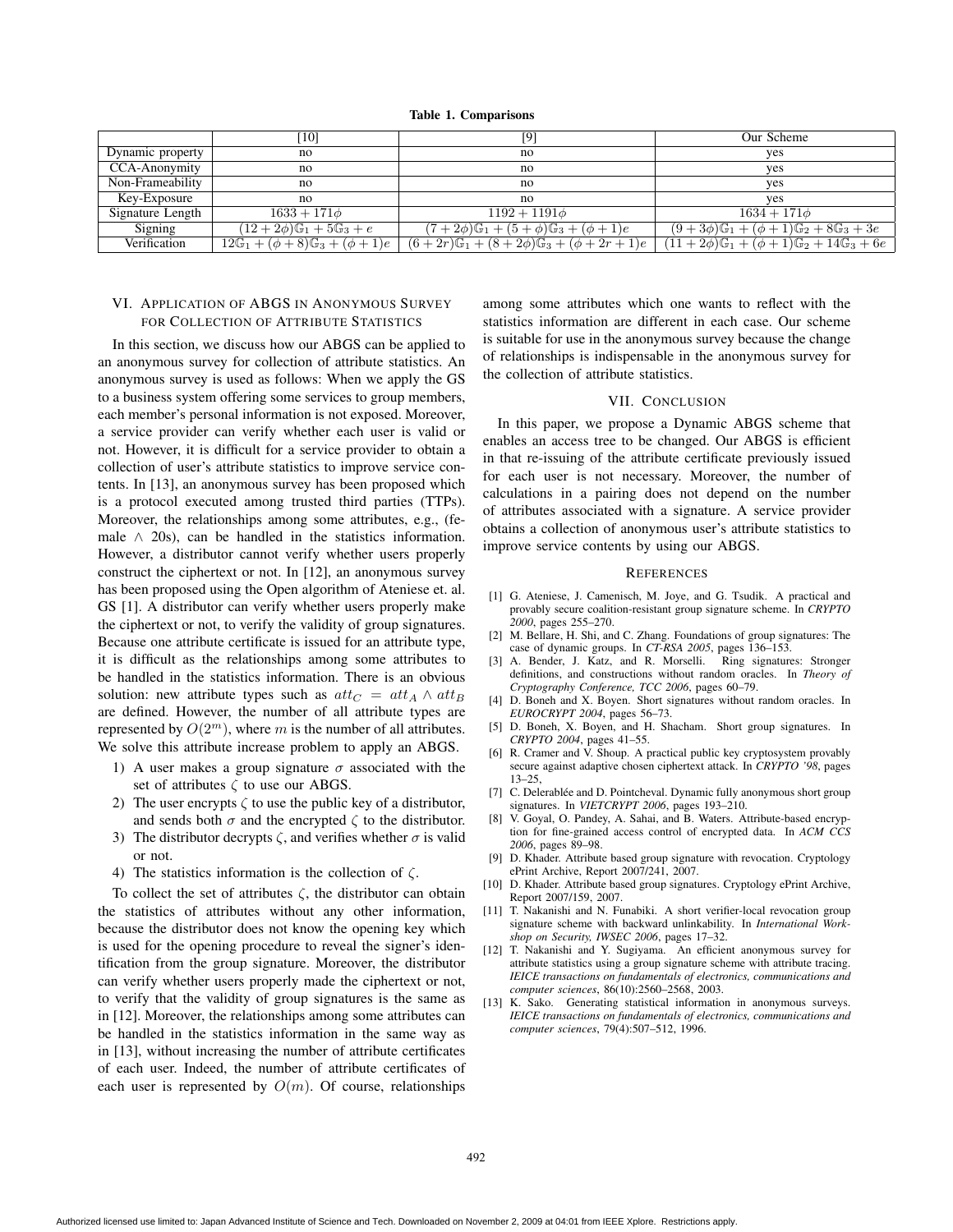**Table 1. Comparisons**

| | [10] | [9] | Our Scheme |
|---|---|---|---|
| Dynamic property | no | no | yes |
| CCA-Anonymity | no | no | yes |
| Non-Frameability | no | no | yes |
| Key-Exposure | no | no | yes |
| Signature Length | $1633 + 171\phi$ | $1192 + 1191\phi$ | $1634 + 171\phi$ |
| Signing | $(12 + 2\phi)\mathbb{G}_1 + 5\mathbb{G}_3 + e$ | $(7 + 2\phi)\mathbb{G}_1 + (5 + \phi)\mathbb{G}_3 + (\phi + 1)e$ | $(9 + 3\phi)\mathbb{G}_1 + (\phi + 1)\mathbb{G}_2 + 8\mathbb{G}_3 + 3e$ |
| Verification | $12\mathbb{G}_1 + (\phi + 8)\mathbb{G}_3 + (\phi + 1)e$ | $(6 + 2r)\mathbb{G}_1 + (8 + 2\phi)\mathbb{G}_3 + (\phi + 2r + 1)e$ | $(11 + 2\phi)\mathbb{G}_1 + (\phi + 1)\mathbb{G}_2 + 14\mathbb{G}_3 + 6e$ |

## VI. Application of ABGS in Anonymous Survey for Collection of Attribute Statistics

In this section, we discuss how our ABGS can be applied to an anonymous survey for collection of attribute statistics. An anonymous survey is used as follows: When we apply the GS to a business system offering some services to group members, each member's personal information is not exposed. Moreover, a service provider can verify whether each user is valid or not. However, it is difficult for a service provider to obtain a collection of user's attribute statistics to improve service contents. In [13], an anonymous survey has been proposed which is a protocol executed among trusted third parties (TTPs). Moreover, the relationships among some attributes, e.g., (female $\wedge$ 20s), can be handled in the statistics information. However, a distributor cannot verify whether users properly construct the ciphertext or not. In [12], an anonymous survey has been proposed using the Open algorithm of Ateniese et. al. GS [1]. A distributor can verify whether users properly make the ciphertext or not, to verify the validity of group signatures. Because one attribute certificate is issued for an attribute type, it is difficult as the relationships among some attributes to be handled in the statistics information. There is an obvious solution: new attribute types such as $att_C = att_A \wedge att_B$ are defined. However, the number of all attribute types are represented by $O(2^m)$, where $m$ is the number of all attributes. We solve this attribute increase problem to apply an ABGS.

1) A user makes a group signature $\sigma$ associated with the set of attributes $\zeta$ to use our ABGS.
2) The user encrypts $\zeta$ to use the public key of a distributor, and sends both $\sigma$ and the encrypted $\zeta$ to the distributor.
3) The distributor decrypts $\zeta$, and verifies whether $\sigma$ is valid or not.
4) The statistics information is the collection of $\zeta$.

To collect the set of attributes $\zeta$, the distributor can obtain the statistics of attributes without any other information, because the distributor does not know the opening key which is used for the opening procedure to reveal the signer's identification from the group signature. Moreover, the distributor can verify whether users properly made the ciphertext or not, to verify that the validity of group signatures is the same as in [12]. Moreover, the relationships among some attributes can be handled in the statistics information in the same way as in [13], without increasing the number of attribute certificates of each user. Indeed, the number of attribute certificates of each user is represented by $O(m)$. Of course, relationships among some attributes which one wants to reflect with the statistics information are different in each case. Our scheme is suitable for use in the anonymous survey because the change of relationships is indispensable in the anonymous survey for the collection of attribute statistics.

## VII. Conclusion

In this paper, we propose a Dynamic ABGS scheme that enables an access tree to be changed. Our ABGS is efficient in that re-issuing of the attribute certificate previously issued for each user is not necessary. Moreover, the number of calculations in a pairing does not depend on the number of attributes associated with a signature. A service provider obtains a collection of anonymous user's attribute statistics to improve service contents by using our ABGS.

## References

[1] G. Ateniese, J. Camenisch, M. Joye, and G. Tsudik. A practical and provably secure coalition-resistant group signature scheme. In *CRYPTO 2000*, pages 255–270.

[2] M. Bellare, H. Shi, and C. Zhang. Foundations of group signatures: The case of dynamic groups. In *CT-RSA 2005*, pages 136–153.

[3] A. Bender, J. Katz, and R. Morselli. Ring signatures: Stronger definitions, and constructions without random oracles. In *Theory of Cryptography Conference, TCC 2006*, pages 60–79.

[4] D. Boneh and X. Boyen. Short signatures without random oracles. In *EUROCRYPT 2004*, pages 56–73.

[5] D. Boneh, X. Boyen, and H. Shacham. Short group signatures. In *CRYPTO 2004*, pages 41–55.

[6] R. Cramer and V. Shoup. A practical public key cryptosystem provably secure against adaptive chosen ciphertext attack. In *CRYPTO '98*, pages 13–25,

[7] C. Delerablée and D. Pointcheval. Dynamic fully anonymous short group signatures. In *VIETCRYPT 2006*, pages 193–210.

[8] V. Goyal, O. Pandey, A. Sahai, and B. Waters. Attribute-based encryption for fine-grained access control of encrypted data. In *ACM CCS 2006*, pages 89–98.

[9] D. Khader. Attribute based group signature with revocation. Cryptology ePrint Archive, Report 2007/241, 2007.

[10] D. Khader. Attribute based group signatures. Cryptology ePrint Archive, Report 2007/159, 2007.

[11] T. Nakanishi and N. Funabiki. A short verifier-local revocation group signature scheme with backward unlinkability. In *International Workshop on Security, IWSEC 2006*, pages 17–32.

[12] T. Nakanishi and Y. Sugiyama. An efficient anonymous survey for attribute statistics using a group signature scheme with attribute tracing. *IEICE transactions on fundamentals of electronics, communications and computer sciences*, 86(10):2560–2568, 2003.

[13] K. Sako. Generating statistical information in anonymous surveys. *IEICE transactions on fundamentals of electronics, communications and computer sciences*, 79(4):507–512, 1996.